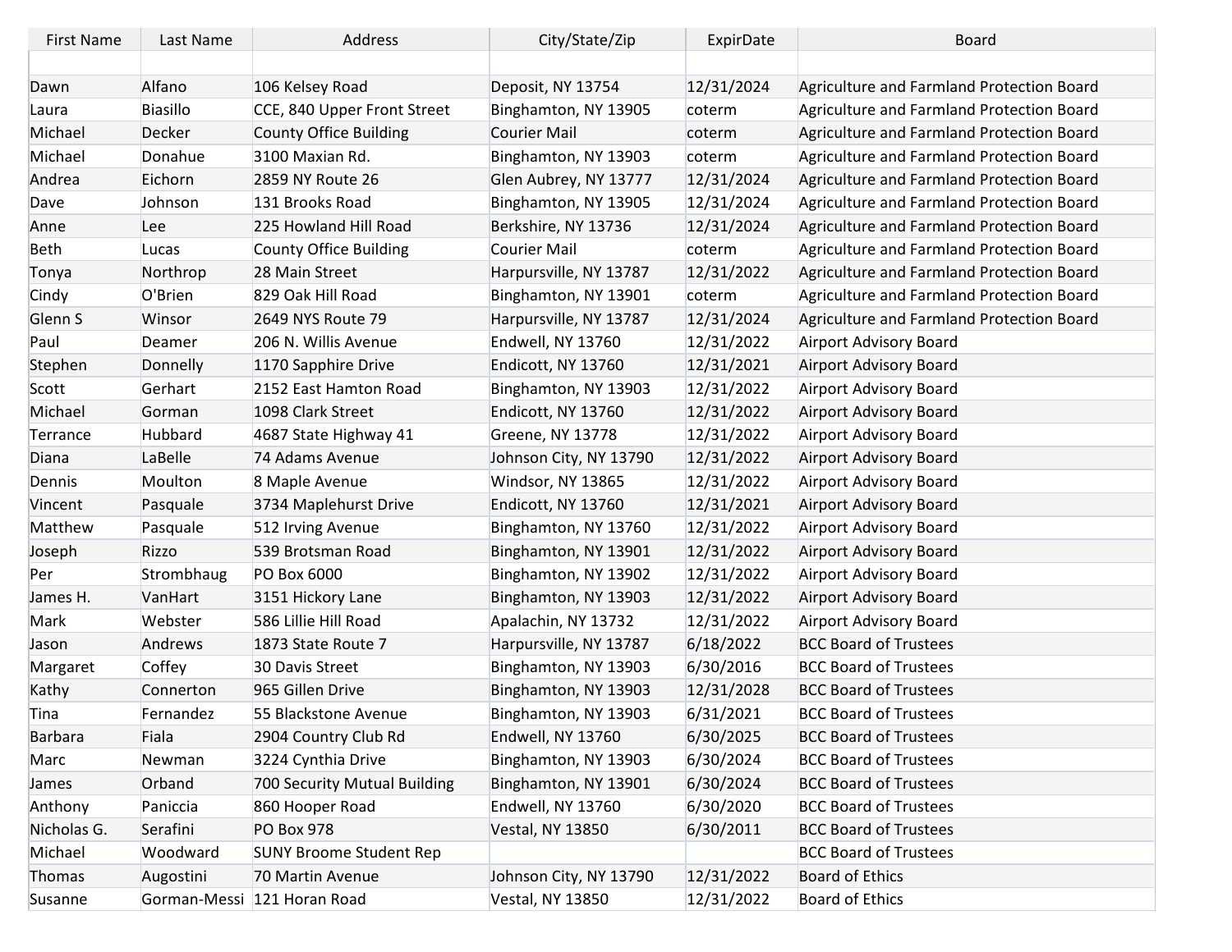| First Name | Last Name | Address | City/State/Zip | ExpirDate | Board |
|---|---|---|---|---|---|
| | | | | | |
| Dawn | Alfano | 106 Kelsey Road | Deposit, NY 13754 | 12/31/2024 | Agriculture and Farmland Protection Board |
| Laura | Biasillo | CCE, 840 Upper Front Street | Binghamton, NY 13905 | coterm | Agriculture and Farmland Protection Board |
| Michael | Decker | County Office Building | Courier Mail | coterm | Agriculture and Farmland Protection Board |
| Michael | Donahue | 3100 Maxian Rd. | Binghamton, NY 13903 | coterm | Agriculture and Farmland Protection Board |
| Andrea | Eichorn | 2859 NY Route 26 | Glen Aubrey, NY 13777 | 12/31/2024 | Agriculture and Farmland Protection Board |
| Dave | Johnson | 131 Brooks Road | Binghamton, NY 13905 | 12/31/2024 | Agriculture and Farmland Protection Board |
| Anne | Lee | 225 Howland Hill Road | Berkshire, NY 13736 | 12/31/2024 | Agriculture and Farmland Protection Board |
| Beth | Lucas | County Office Building | Courier Mail | coterm | Agriculture and Farmland Protection Board |
| Tonya | Northrop | 28 Main Street | Harpursville, NY 13787 | 12/31/2022 | Agriculture and Farmland Protection Board |
| Cindy | O'Brien | 829 Oak Hill Road | Binghamton, NY 13901 | coterm | Agriculture and Farmland Protection Board |
| Glenn S | Winsor | 2649 NYS Route 79 | Harpursville, NY 13787 | 12/31/2024 | Agriculture and Farmland Protection Board |
| Paul | Deamer | 206 N. Willis Avenue | Endwell, NY 13760 | 12/31/2022 | Airport Advisory Board |
| Stephen | Donnelly | 1170 Sapphire Drive | Endicott, NY 13760 | 12/31/2021 | Airport Advisory Board |
| Scott | Gerhart | 2152 East Hamton Road | Binghamton, NY 13903 | 12/31/2022 | Airport Advisory Board |
| Michael | Gorman | 1098 Clark Street | Endicott, NY 13760 | 12/31/2022 | Airport Advisory Board |
| Terrance | Hubbard | 4687 State Highway 41 | Greene, NY 13778 | 12/31/2022 | Airport Advisory Board |
| Diana | LaBelle | 74 Adams Avenue | Johnson City, NY 13790 | 12/31/2022 | Airport Advisory Board |
| Dennis | Moulton | 8 Maple Avenue | Windsor, NY 13865 | 12/31/2022 | Airport Advisory Board |
| Vincent | Pasquale | 3734 Maplehurst Drive | Endicott, NY 13760 | 12/31/2021 | Airport Advisory Board |
| Matthew | Pasquale | 512 Irving Avenue | Binghamton, NY 13760 | 12/31/2022 | Airport Advisory Board |
| Joseph | Rizzo | 539 Brotsman Road | Binghamton, NY 13901 | 12/31/2022 | Airport Advisory Board |
| Per | Strombhaug | PO Box 6000 | Binghamton, NY 13902 | 12/31/2022 | Airport Advisory Board |
| James H. | VanHart | 3151 Hickory Lane | Binghamton, NY 13903 | 12/31/2022 | Airport Advisory Board |
| Mark | Webster | 586 Lillie Hill Road | Apalachin, NY 13732 | 12/31/2022 | Airport Advisory Board |
| Jason | Andrews | 1873 State Route 7 | Harpursville, NY 13787 | 6/18/2022 | BCC Board of Trustees |
| Margaret | Coffey | 30 Davis Street | Binghamton, NY 13903 | 6/30/2016 | BCC Board of Trustees |
| Kathy | Connerton | 965 Gillen Drive | Binghamton, NY 13903 | 12/31/2028 | BCC Board of Trustees |
| Tina | Fernandez | 55 Blackstone Avenue | Binghamton, NY 13903 | 6/31/2021 | BCC Board of Trustees |
| Barbara | Fiala | 2904 Country Club Rd | Endwell, NY 13760 | 6/30/2025 | BCC Board of Trustees |
| Marc | Newman | 3224 Cynthia Drive | Binghamton, NY 13903 | 6/30/2024 | BCC Board of Trustees |
| James | Orband | 700 Security Mutual Building | Binghamton, NY 13901 | 6/30/2024 | BCC Board of Trustees |
| Anthony | Paniccia | 860 Hooper Road | Endwell, NY 13760 | 6/30/2020 | BCC Board of Trustees |
| Nicholas G. | Serafini | PO Box 978 | Vestal, NY 13850 | 6/30/2011 | BCC Board of Trustees |
| Michael | Woodward | SUNY Broome Student Rep | | | BCC Board of Trustees |
| Thomas | Augostini | 70 Martin Avenue | Johnson City, NY 13790 | 12/31/2022 | Board of Ethics |
| Susanne | Gorman-Messi | 121 Horan Road | Vestal, NY 13850 | 12/31/2022 | Board of Ethics |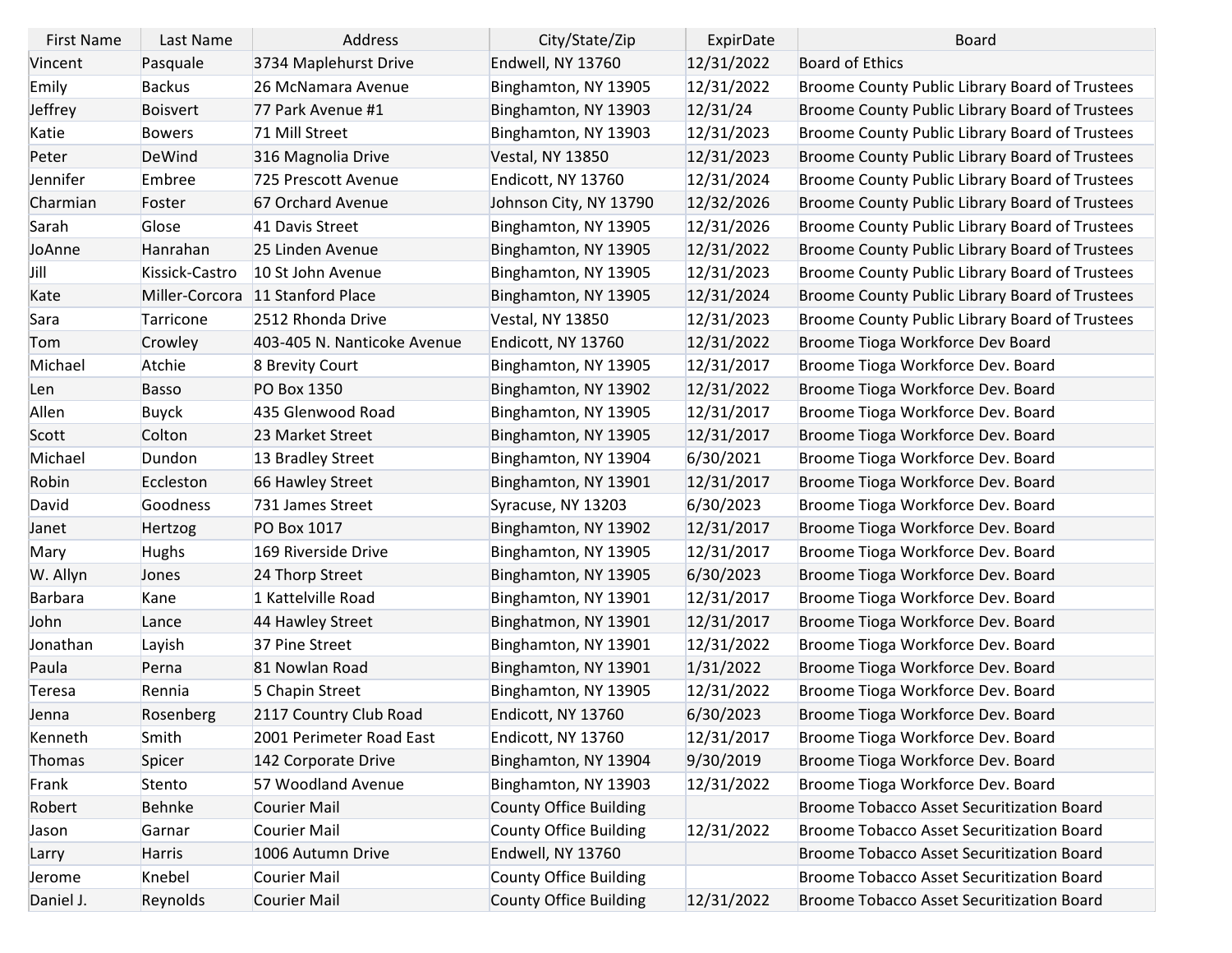| First Name | Last Name | Address | City/State/Zip | ExpirDate | Board |
| --- | --- | --- | --- | --- | --- |
| Vincent | Pasquale | 3734 Maplehurst Drive | Endwell, NY 13760 | 12/31/2022 | Board of Ethics |
| Emily | Backus | 26 McNamara Avenue | Binghamton, NY 13905 | 12/31/2022 | Broome County Public Library Board of Trustees |
| Jeffrey | Boisvert | 77 Park Avenue #1 | Binghamton, NY 13903 | 12/31/24 | Broome County Public Library Board of Trustees |
| Katie | Bowers | 71 Mill Street | Binghamton, NY 13903 | 12/31/2023 | Broome County Public Library Board of Trustees |
| Peter | DeWind | 316 Magnolia Drive | Vestal, NY 13850 | 12/31/2023 | Broome County Public Library Board of Trustees |
| Jennifer | Embree | 725 Prescott Avenue | Endicott, NY 13760 | 12/31/2024 | Broome County Public Library Board of Trustees |
| Charmian | Foster | 67 Orchard Avenue | Johnson City, NY 13790 | 12/32/2026 | Broome County Public Library Board of Trustees |
| Sarah | Glose | 41 Davis Street | Binghamton, NY 13905 | 12/31/2026 | Broome County Public Library Board of Trustees |
| JoAnne | Hanrahan | 25 Linden Avenue | Binghamton, NY 13905 | 12/31/2022 | Broome County Public Library Board of Trustees |
| Jill | Kissick-Castro | 10 St John Avenue | Binghamton, NY 13905 | 12/31/2023 | Broome County Public Library Board of Trustees |
| Kate | Miller-Corcora | 11 Stanford Place | Binghamton, NY 13905 | 12/31/2024 | Broome County Public Library Board of Trustees |
| Sara | Tarricone | 2512 Rhonda Drive | Vestal, NY 13850 | 12/31/2023 | Broome County Public Library Board of Trustees |
| Tom | Crowley | 403-405 N. Nanticoke Avenue | Endicott, NY 13760 | 12/31/2022 | Broome Tioga Workforce Dev Board |
| Michael | Atchie | 8 Brevity Court | Binghamton, NY 13905 | 12/31/2017 | Broome Tioga Workforce Dev. Board |
| Len | Basso | PO Box 1350 | Binghamton, NY 13902 | 12/31/2022 | Broome Tioga Workforce Dev. Board |
| Allen | Buyck | 435 Glenwood Road | Binghamton, NY 13905 | 12/31/2017 | Broome Tioga Workforce Dev. Board |
| Scott | Colton | 23 Market Street | Binghamton, NY 13905 | 12/31/2017 | Broome Tioga Workforce Dev. Board |
| Michael | Dundon | 13 Bradley Street | Binghamton, NY 13904 | 6/30/2021 | Broome Tioga Workforce Dev. Board |
| Robin | Eccleston | 66 Hawley Street | Binghamton, NY 13901 | 12/31/2017 | Broome Tioga Workforce Dev. Board |
| David | Goodness | 731 James Street | Syracuse, NY 13203 | 6/30/2023 | Broome Tioga Workforce Dev. Board |
| Janet | Hertzog | PO Box 1017 | Binghamton, NY 13902 | 12/31/2017 | Broome Tioga Workforce Dev. Board |
| Mary | Hughs | 169 Riverside Drive | Binghamton, NY 13905 | 12/31/2017 | Broome Tioga Workforce Dev. Board |
| W. Allyn | Jones | 24 Thorp Street | Binghamton, NY 13905 | 6/30/2023 | Broome Tioga Workforce Dev. Board |
| Barbara | Kane | 1 Kattelville Road | Binghamton, NY 13901 | 12/31/2017 | Broome Tioga Workforce Dev. Board |
| John | Lance | 44 Hawley Street | Binghatmon, NY 13901 | 12/31/2017 | Broome Tioga Workforce Dev. Board |
| Jonathan | Layish | 37 Pine Street | Binghamton, NY 13901 | 12/31/2022 | Broome Tioga Workforce Dev. Board |
| Paula | Perna | 81 Nowlan Road | Binghamton, NY 13901 | 1/31/2022 | Broome Tioga Workforce Dev. Board |
| Teresa | Rennia | 5 Chapin Street | Binghamton, NY 13905 | 12/31/2022 | Broome Tioga Workforce Dev. Board |
| Jenna | Rosenberg | 2117 Country Club Road | Endicott, NY 13760 | 6/30/2023 | Broome Tioga Workforce Dev. Board |
| Kenneth | Smith | 2001 Perimeter Road East | Endicott, NY 13760 | 12/31/2017 | Broome Tioga Workforce Dev. Board |
| Thomas | Spicer | 142 Corporate Drive | Binghamton, NY 13904 | 9/30/2019 | Broome Tioga Workforce Dev. Board |
| Frank | Stento | 57 Woodland Avenue | Binghamton, NY 13903 | 12/31/2022 | Broome Tioga Workforce Dev. Board |
| Robert | Behnke | Courier Mail | County Office Building | | Broome Tobacco Asset Securitization Board |
| Jason | Garnar | Courier Mail | County Office Building | 12/31/2022 | Broome Tobacco Asset Securitization Board |
| Larry | Harris | 1006 Autumn Drive | Endwell, NY 13760 | | Broome Tobacco Asset Securitization Board |
| Jerome | Knebel | Courier Mail | County Office Building | | Broome Tobacco Asset Securitization Board |
| Daniel J. | Reynolds | Courier Mail | County Office Building | 12/31/2022 | Broome Tobacco Asset Securitization Board |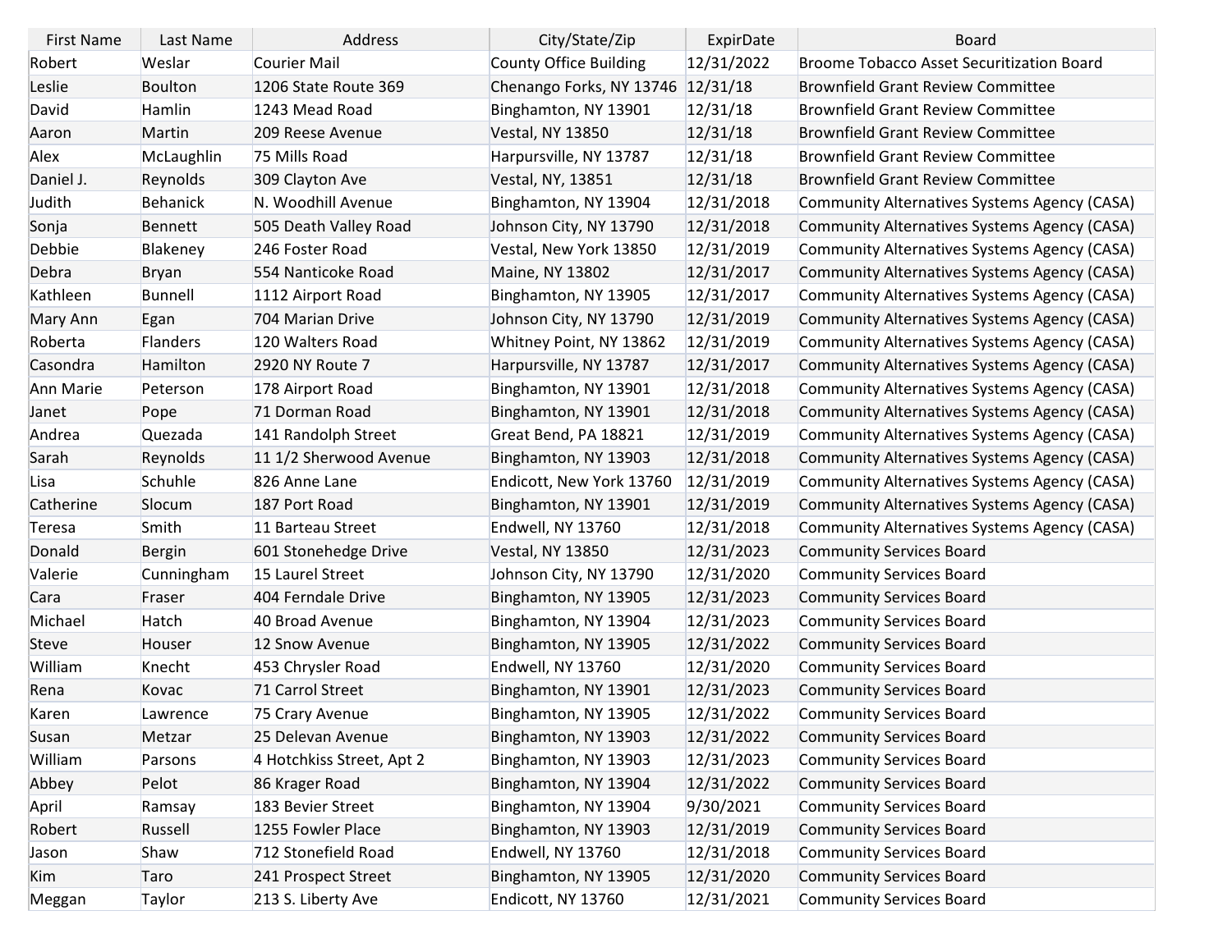| First Name | Last Name | Address | City/State/Zip | ExpirDate | Board |
|---|---|---|---|---|---|
| Robert | Weslar | Courier Mail | County Office Building | 12/31/2022 | Broome Tobacco Asset Securitization Board |
| Leslie | Boulton | 1206 State Route 369 | Chenango Forks, NY 13746 | 12/31/18 | Brownfield Grant Review Committee |
| David | Hamlin | 1243 Mead Road | Binghamton, NY 13901 | 12/31/18 | Brownfield Grant Review Committee |
| Aaron | Martin | 209 Reese Avenue | Vestal, NY 13850 | 12/31/18 | Brownfield Grant Review Committee |
| Alex | McLaughlin | 75 Mills Road | Harpursville, NY 13787 | 12/31/18 | Brownfield Grant Review Committee |
| Daniel J. | Reynolds | 309 Clayton Ave | Vestal, NY, 13851 | 12/31/18 | Brownfield Grant Review Committee |
| Judith | Behanick | N. Woodhill Avenue | Binghamton, NY 13904 | 12/31/2018 | Community Alternatives Systems Agency (CASA) |
| Sonja | Bennett | 505 Death Valley Road | Johnson City, NY 13790 | 12/31/2018 | Community Alternatives Systems Agency (CASA) |
| Debbie | Blakeney | 246 Foster Road | Vestal, New York 13850 | 12/31/2019 | Community Alternatives Systems Agency (CASA) |
| Debra | Bryan | 554 Nanticoke Road | Maine, NY 13802 | 12/31/2017 | Community Alternatives Systems Agency (CASA) |
| Kathleen | Bunnell | 1112 Airport Road | Binghamton, NY 13905 | 12/31/2017 | Community Alternatives Systems Agency (CASA) |
| Mary Ann | Egan | 704 Marian Drive | Johnson City, NY 13790 | 12/31/2019 | Community Alternatives Systems Agency (CASA) |
| Roberta | Flanders | 120 Walters Road | Whitney Point, NY 13862 | 12/31/2019 | Community Alternatives Systems Agency (CASA) |
| Casondra | Hamilton | 2920 NY Route 7 | Harpursville, NY 13787 | 12/31/2017 | Community Alternatives Systems Agency (CASA) |
| Ann Marie | Peterson | 178 Airport Road | Binghamton, NY 13901 | 12/31/2018 | Community Alternatives Systems Agency (CASA) |
| Janet | Pope | 71 Dorman Road | Binghamton, NY 13901 | 12/31/2018 | Community Alternatives Systems Agency (CASA) |
| Andrea | Quezada | 141 Randolph Street | Great Bend, PA 18821 | 12/31/2019 | Community Alternatives Systems Agency (CASA) |
| Sarah | Reynolds | 11 1/2 Sherwood Avenue | Binghamton, NY 13903 | 12/31/2018 | Community Alternatives Systems Agency (CASA) |
| Lisa | Schuhle | 826 Anne Lane | Endicott, New York 13760 | 12/31/2019 | Community Alternatives Systems Agency (CASA) |
| Catherine | Slocum | 187 Port Road | Binghamton, NY 13901 | 12/31/2019 | Community Alternatives Systems Agency (CASA) |
| Teresa | Smith | 11 Barteau Street | Endwell, NY 13760 | 12/31/2018 | Community Alternatives Systems Agency (CASA) |
| Donald | Bergin | 601 Stonehedge Drive | Vestal, NY 13850 | 12/31/2023 | Community Services Board |
| Valerie | Cunningham | 15 Laurel Street | Johnson City, NY 13790 | 12/31/2020 | Community Services Board |
| Cara | Fraser | 404 Ferndale Drive | Binghamton, NY 13905 | 12/31/2023 | Community Services Board |
| Michael | Hatch | 40 Broad Avenue | Binghamton, NY 13904 | 12/31/2023 | Community Services Board |
| Steve | Houser | 12 Snow Avenue | Binghamton, NY 13905 | 12/31/2022 | Community Services Board |
| William | Knecht | 453 Chrysler Road | Endwell, NY 13760 | 12/31/2020 | Community Services Board |
| Rena | Kovac | 71 Carrol Street | Binghamton, NY 13901 | 12/31/2023 | Community Services Board |
| Karen | Lawrence | 75 Crary Avenue | Binghamton, NY 13905 | 12/31/2022 | Community Services Board |
| Susan | Metzar | 25 Delevan Avenue | Binghamton, NY 13903 | 12/31/2022 | Community Services Board |
| William | Parsons | 4 Hotchkiss Street, Apt 2 | Binghamton, NY 13903 | 12/31/2023 | Community Services Board |
| Abbey | Pelot | 86 Krager Road | Binghamton, NY 13904 | 12/31/2022 | Community Services Board |
| April | Ramsay | 183 Bevier Street | Binghamton, NY 13904 | 9/30/2021 | Community Services Board |
| Robert | Russell | 1255 Fowler Place | Binghamton, NY 13903 | 12/31/2019 | Community Services Board |
| Jason | Shaw | 712 Stonefield Road | Endwell, NY 13760 | 12/31/2018 | Community Services Board |
| Kim | Taro | 241 Prospect Street | Binghamton, NY 13905 | 12/31/2020 | Community Services Board |
| Meggan | Taylor | 213 S. Liberty Ave | Endicott, NY 13760 | 12/31/2021 | Community Services Board |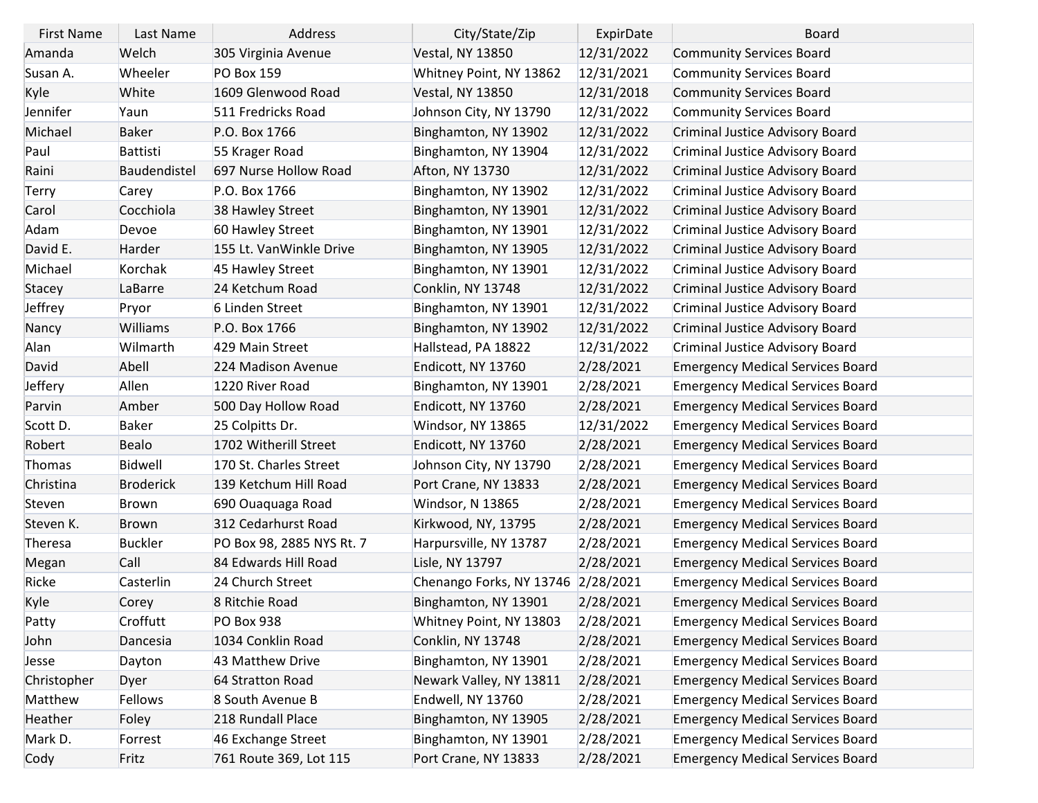| First Name | Last Name | Address | City/State/Zip | ExpirDate | Board |
|---|---|---|---|---|---|
| Amanda | Welch | 305 Virginia Avenue | Vestal, NY 13850 | 12/31/2022 | Community Services Board |
| Susan A. | Wheeler | PO Box 159 | Whitney Point, NY 13862 | 12/31/2021 | Community Services Board |
| Kyle | White | 1609 Glenwood Road | Vestal, NY 13850 | 12/31/2018 | Community Services Board |
| Jennifer | Yaun | 511 Fredricks Road | Johnson City, NY 13790 | 12/31/2022 | Community Services Board |
| Michael | Baker | P.O. Box 1766 | Binghamton, NY 13902 | 12/31/2022 | Criminal Justice Advisory Board |
| Paul | Battisti | 55 Krager Road | Binghamton, NY 13904 | 12/31/2022 | Criminal Justice Advisory Board |
| Raini | Baudendistel | 697 Nurse Hollow Road | Afton, NY 13730 | 12/31/2022 | Criminal Justice Advisory Board |
| Terry | Carey | P.O. Box 1766 | Binghamton, NY 13902 | 12/31/2022 | Criminal Justice Advisory Board |
| Carol | Cocchiola | 38 Hawley Street | Binghamton, NY 13901 | 12/31/2022 | Criminal Justice Advisory Board |
| Adam | Devoe | 60 Hawley Street | Binghamton, NY 13901 | 12/31/2022 | Criminal Justice Advisory Board |
| David E. | Harder | 155 Lt. VanWinkle Drive | Binghamton, NY 13905 | 12/31/2022 | Criminal Justice Advisory Board |
| Michael | Korchak | 45 Hawley Street | Binghamton, NY 13901 | 12/31/2022 | Criminal Justice Advisory Board |
| Stacey | LaBarre | 24 Ketchum Road | Conklin, NY 13748 | 12/31/2022 | Criminal Justice Advisory Board |
| Jeffrey | Pryor | 6 Linden Street | Binghamton, NY 13901 | 12/31/2022 | Criminal Justice Advisory Board |
| Nancy | Williams | P.O. Box 1766 | Binghamton, NY 13902 | 12/31/2022 | Criminal Justice Advisory Board |
| Alan | Wilmarth | 429 Main Street | Hallstead, PA 18822 | 12/31/2022 | Criminal Justice Advisory Board |
| David | Abell | 224 Madison Avenue | Endicott, NY 13760 | 2/28/2021 | Emergency Medical Services Board |
| Jeffery | Allen | 1220 River Road | Binghamton, NY 13901 | 2/28/2021 | Emergency Medical Services Board |
| Parvin | Amber | 500 Day Hollow Road | Endicott, NY 13760 | 2/28/2021 | Emergency Medical Services Board |
| Scott D. | Baker | 25 Colpitts Dr. | Windsor, NY 13865 | 12/31/2022 | Emergency Medical Services Board |
| Robert | Bealo | 1702 Witherill Street | Endicott, NY 13760 | 2/28/2021 | Emergency Medical Services Board |
| Thomas | Bidwell | 170 St. Charles Street | Johnson City, NY 13790 | 2/28/2021 | Emergency Medical Services Board |
| Christina | Broderick | 139 Ketchum Hill Road | Port Crane, NY 13833 | 2/28/2021 | Emergency Medical Services Board |
| Steven | Brown | 690 Ouaquaga Road | Windsor, N 13865 | 2/28/2021 | Emergency Medical Services Board |
| Steven K. | Brown | 312 Cedarhurst Road | Kirkwood, NY, 13795 | 2/28/2021 | Emergency Medical Services Board |
| Theresa | Buckler | PO Box 98, 2885 NYS Rt. 7 | Harpursville, NY 13787 | 2/28/2021 | Emergency Medical Services Board |
| Megan | Call | 84 Edwards Hill Road | Lisle, NY 13797 | 2/28/2021 | Emergency Medical Services Board |
| Ricke | Casterlin | 24 Church Street | Chenango Forks, NY 13746 | 2/28/2021 | Emergency Medical Services Board |
| Kyle | Corey | 8 Ritchie Road | Binghamton, NY 13901 | 2/28/2021 | Emergency Medical Services Board |
| Patty | Croffutt | PO Box 938 | Whitney Point, NY 13803 | 2/28/2021 | Emergency Medical Services Board |
| John | Dancesia | 1034 Conklin Road | Conklin, NY 13748 | 2/28/2021 | Emergency Medical Services Board |
| Jesse | Dayton | 43 Matthew Drive | Binghamton, NY 13901 | 2/28/2021 | Emergency Medical Services Board |
| Christopher | Dyer | 64 Stratton Road | Newark Valley, NY 13811 | 2/28/2021 | Emergency Medical Services Board |
| Matthew | Fellows | 8 South Avenue B | Endwell, NY 13760 | 2/28/2021 | Emergency Medical Services Board |
| Heather | Foley | 218 Rundall Place | Binghamton, NY 13905 | 2/28/2021 | Emergency Medical Services Board |
| Mark D. | Forrest | 46 Exchange Street | Binghamton, NY 13901 | 2/28/2021 | Emergency Medical Services Board |
| Cody | Fritz | 761 Route 369, Lot 115 | Port Crane, NY 13833 | 2/28/2021 | Emergency Medical Services Board |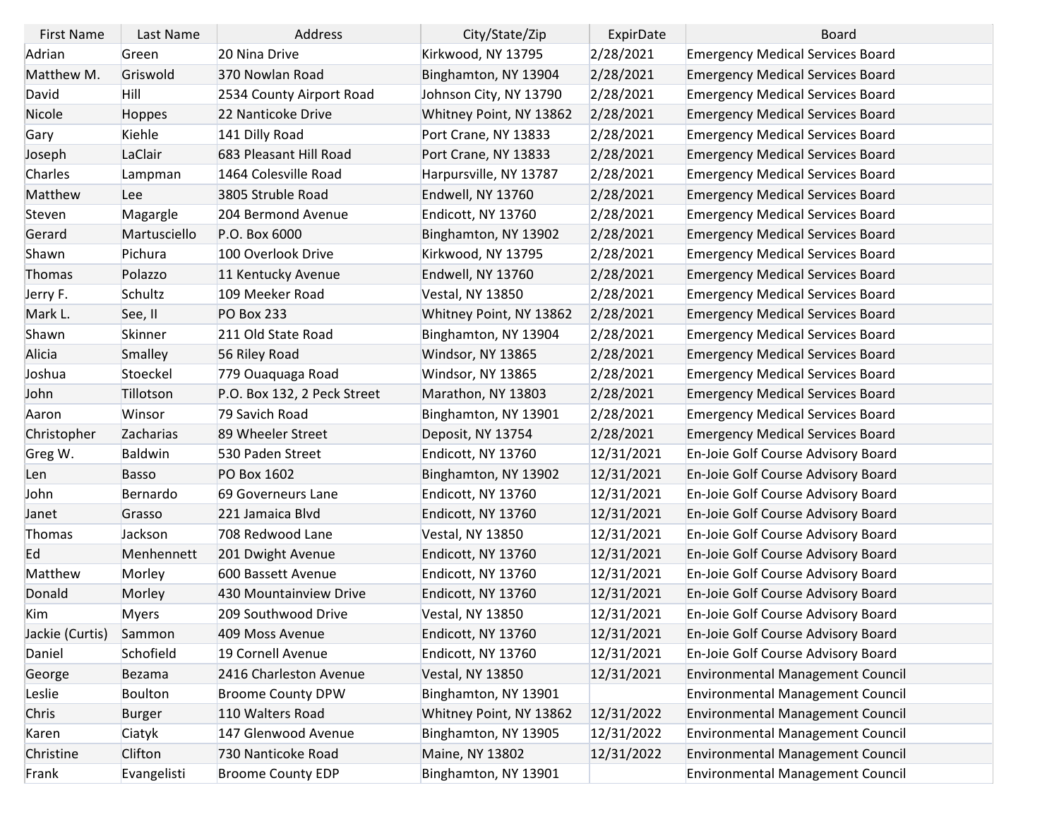| First Name | Last Name | Address | City/State/Zip | ExpirDate | Board |
|---|---|---|---|---|---|
| Adrian | Green | 20 Nina Drive | Kirkwood, NY 13795 | 2/28/2021 | Emergency Medical Services Board |
| Matthew M. | Griswold | 370 Nowlan Road | Binghamton, NY 13904 | 2/28/2021 | Emergency Medical Services Board |
| David | Hill | 2534 County Airport Road | Johnson City, NY 13790 | 2/28/2021 | Emergency Medical Services Board |
| Nicole | Hoppes | 22 Nanticoke Drive | Whitney Point, NY 13862 | 2/28/2021 | Emergency Medical Services Board |
| Gary | Kiehle | 141 Dilly Road | Port Crane, NY 13833 | 2/28/2021 | Emergency Medical Services Board |
| Joseph | LaClair | 683 Pleasant Hill Road | Port Crane, NY 13833 | 2/28/2021 | Emergency Medical Services Board |
| Charles | Lampman | 1464 Colesville Road | Harpursville, NY 13787 | 2/28/2021 | Emergency Medical Services Board |
| Matthew | Lee | 3805 Struble Road | Endwell, NY 13760 | 2/28/2021 | Emergency Medical Services Board |
| Steven | Magargle | 204 Bermond Avenue | Endicott, NY 13760 | 2/28/2021 | Emergency Medical Services Board |
| Gerard | Martusciello | P.O. Box 6000 | Binghamton, NY 13902 | 2/28/2021 | Emergency Medical Services Board |
| Shawn | Pichura | 100 Overlook Drive | Kirkwood, NY 13795 | 2/28/2021 | Emergency Medical Services Board |
| Thomas | Polazzo | 11 Kentucky Avenue | Endwell, NY 13760 | 2/28/2021 | Emergency Medical Services Board |
| Jerry F. | Schultz | 109 Meeker Road | Vestal, NY 13850 | 2/28/2021 | Emergency Medical Services Board |
| Mark L. | See, II | PO Box 233 | Whitney Point, NY 13862 | 2/28/2021 | Emergency Medical Services Board |
| Shawn | Skinner | 211 Old State Road | Binghamton, NY 13904 | 2/28/2021 | Emergency Medical Services Board |
| Alicia | Smalley | 56 Riley Road | Windsor, NY 13865 | 2/28/2021 | Emergency Medical Services Board |
| Joshua | Stoeckel | 779 Ouaquaga Road | Windsor, NY 13865 | 2/28/2021 | Emergency Medical Services Board |
| John | Tillotson | P.O. Box 132, 2 Peck Street | Marathon, NY 13803 | 2/28/2021 | Emergency Medical Services Board |
| Aaron | Winsor | 79 Savich Road | Binghamton, NY 13901 | 2/28/2021 | Emergency Medical Services Board |
| Christopher | Zacharias | 89 Wheeler Street | Deposit, NY 13754 | 2/28/2021 | Emergency Medical Services Board |
| Greg W. | Baldwin | 530 Paden Street | Endicott, NY 13760 | 12/31/2021 | En-Joie Golf Course Advisory Board |
| Len | Basso | PO Box 1602 | Binghamton, NY 13902 | 12/31/2021 | En-Joie Golf Course Advisory Board |
| John | Bernardo | 69 Governeurs Lane | Endicott, NY 13760 | 12/31/2021 | En-Joie Golf Course Advisory Board |
| Janet | Grasso | 221 Jamaica Blvd | Endicott, NY 13760 | 12/31/2021 | En-Joie Golf Course Advisory Board |
| Thomas | Jackson | 708 Redwood Lane | Vestal, NY 13850 | 12/31/2021 | En-Joie Golf Course Advisory Board |
| Ed | Menhennett | 201 Dwight Avenue | Endicott, NY 13760 | 12/31/2021 | En-Joie Golf Course Advisory Board |
| Matthew | Morley | 600 Bassett Avenue | Endicott, NY 13760 | 12/31/2021 | En-Joie Golf Course Advisory Board |
| Donald | Morley | 430 Mountainview Drive | Endicott, NY 13760 | 12/31/2021 | En-Joie Golf Course Advisory Board |
| Kim | Myers | 209 Southwood Drive | Vestal, NY 13850 | 12/31/2021 | En-Joie Golf Course Advisory Board |
| Jackie (Curtis) | Sammon | 409 Moss Avenue | Endicott, NY 13760 | 12/31/2021 | En-Joie Golf Course Advisory Board |
| Daniel | Schofield | 19 Cornell Avenue | Endicott, NY 13760 | 12/31/2021 | En-Joie Golf Course Advisory Board |
| George | Bezama | 2416 Charleston Avenue | Vestal, NY 13850 | 12/31/2021 | Environmental Management Council |
| Leslie | Boulton | Broome County DPW | Binghamton, NY 13901 | | Environmental Management Council |
| Chris | Burger | 110 Walters Road | Whitney Point, NY 13862 | 12/31/2022 | Environmental Management Council |
| Karen | Ciatyk | 147 Glenwood Avenue | Binghamton, NY 13905 | 12/31/2022 | Environmental Management Council |
| Christine | Clifton | 730 Nanticoke Road | Maine, NY 13802 | 12/31/2022 | Environmental Management Council |
| Frank | Evangelisti | Broome County EDP | Binghamton, NY 13901 | | Environmental Management Council |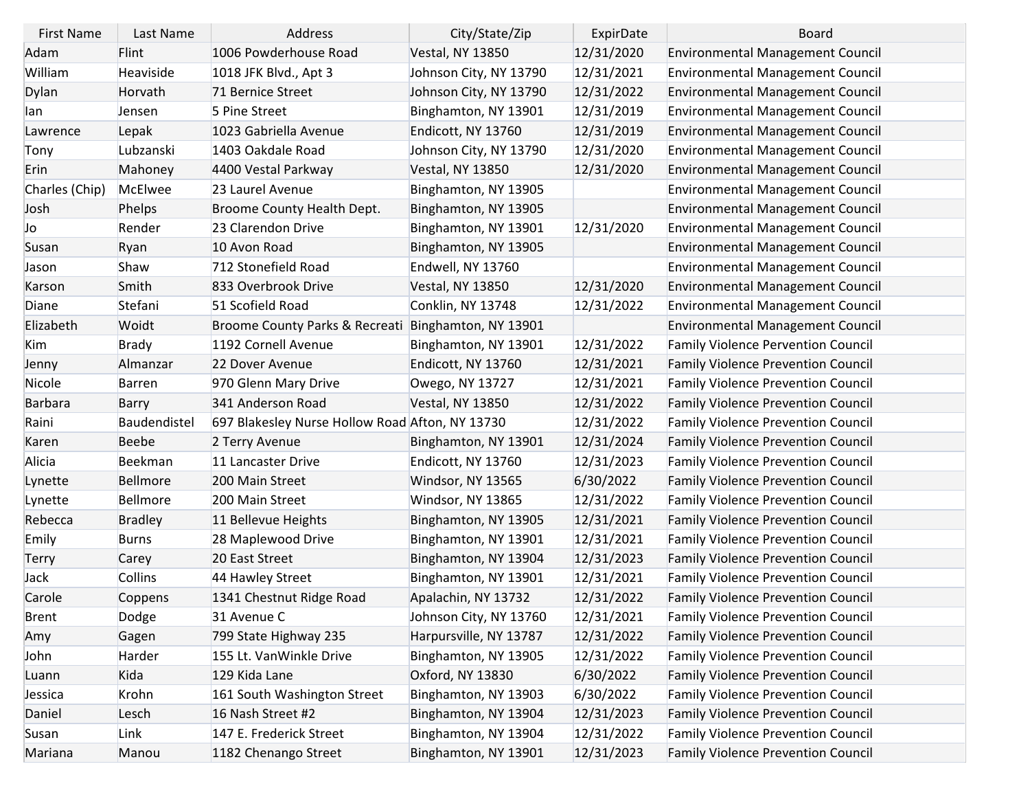| First Name | Last Name | Address | City/State/Zip | ExpirDate | Board |
| --- | --- | --- | --- | --- | --- |
| Adam | Flint | 1006 Powderhouse Road | Vestal, NY 13850 | 12/31/2020 | Environmental Management Council |
| William | Heaviside | 1018 JFK Blvd., Apt 3 | Johnson City, NY 13790 | 12/31/2021 | Environmental Management Council |
| Dylan | Horvath | 71 Bernice Street | Johnson City, NY 13790 | 12/31/2022 | Environmental Management Council |
| Ian | Jensen | 5 Pine Street | Binghamton, NY 13901 | 12/31/2019 | Environmental Management Council |
| Lawrence | Lepak | 1023 Gabriella Avenue | Endicott, NY 13760 | 12/31/2019 | Environmental Management Council |
| Tony | Lubzanski | 1403 Oakdale Road | Johnson City, NY 13790 | 12/31/2020 | Environmental Management Council |
| Erin | Mahoney | 4400 Vestal Parkway | Vestal, NY 13850 | 12/31/2020 | Environmental Management Council |
| Charles (Chip) | McElwee | 23 Laurel Avenue | Binghamton, NY 13905 | | Environmental Management Council |
| Josh | Phelps | Broome County Health Dept. | Binghamton, NY 13905 | | Environmental Management Council |
| Jo | Render | 23 Clarendon Drive | Binghamton, NY 13901 | 12/31/2020 | Environmental Management Council |
| Susan | Ryan | 10 Avon Road | Binghamton, NY 13905 | | Environmental Management Council |
| Jason | Shaw | 712 Stonefield Road | Endwell, NY 13760 | | Environmental Management Council |
| Karson | Smith | 833 Overbrook Drive | Vestal, NY 13850 | 12/31/2020 | Environmental Management Council |
| Diane | Stefani | 51 Scofield Road | Conklin, NY 13748 | 12/31/2022 | Environmental Management Council |
| Elizabeth | Woidt | Broome County Parks & Recreati | Binghamton, NY 13901 | | Environmental Management Council |
| Kim | Brady | 1192 Cornell Avenue | Binghamton, NY 13901 | 12/31/2022 | Family Violence Pervention Council |
| Jenny | Almanzar | 22 Dover Avenue | Endicott, NY 13760 | 12/31/2021 | Family Violence Prevention Council |
| Nicole | Barren | 970 Glenn Mary Drive | Owego, NY 13727 | 12/31/2021 | Family Violence Prevention Council |
| Barbara | Barry | 341 Anderson Road | Vestal, NY 13850 | 12/31/2022 | Family Violence Prevention Council |
| Raini | Baudendistel | 697 Blakesley Nurse Hollow Road | Afton, NY 13730 | 12/31/2022 | Family Violence Prevention Council |
| Karen | Beebe | 2 Terry Avenue | Binghamton, NY 13901 | 12/31/2024 | Family Violence Prevention Council |
| Alicia | Beekman | 11 Lancaster Drive | Endicott, NY 13760 | 12/31/2023 | Family Violence Prevention Council |
| Lynette | Bellmore | 200 Main Street | Windsor, NY 13565 | 6/30/2022 | Family Violence Prevention Council |
| Lynette | Bellmore | 200 Main Street | Windsor, NY 13865 | 12/31/2022 | Family Violence Prevention Council |
| Rebecca | Bradley | 11 Bellevue Heights | Binghamton, NY 13905 | 12/31/2021 | Family Violence Prevention Council |
| Emily | Burns | 28 Maplewood Drive | Binghamton, NY 13901 | 12/31/2021 | Family Violence Prevention Council |
| Terry | Carey | 20 East Street | Binghamton, NY 13904 | 12/31/2023 | Family Violence Prevention Council |
| Jack | Collins | 44 Hawley Street | Binghamton, NY 13901 | 12/31/2021 | Family Violence Prevention Council |
| Carole | Coppens | 1341 Chestnut Ridge Road | Apalachin, NY 13732 | 12/31/2022 | Family Violence Prevention Council |
| Brent | Dodge | 31 Avenue C | Johnson City, NY 13760 | 12/31/2021 | Family Violence Prevention Council |
| Amy | Gagen | 799 State Highway 235 | Harpursville, NY 13787 | 12/31/2022 | Family Violence Prevention Council |
| John | Harder | 155 Lt. VanWinkle Drive | Binghamton, NY 13905 | 12/31/2022 | Family Violence Prevention Council |
| Luann | Kida | 129 Kida Lane | Oxford, NY 13830 | 6/30/2022 | Family Violence Prevention Council |
| Jessica | Krohn | 161 South Washington Street | Binghamton, NY 13903 | 6/30/2022 | Family Violence Prevention Council |
| Daniel | Lesch | 16 Nash Street #2 | Binghamton, NY 13904 | 12/31/2023 | Family Violence Prevention Council |
| Susan | Link | 147 E. Frederick Street | Binghamton, NY 13904 | 12/31/2022 | Family Violence Prevention Council |
| Mariana | Manou | 1182 Chenango Street | Binghamton, NY 13901 | 12/31/2023 | Family Violence Prevention Council |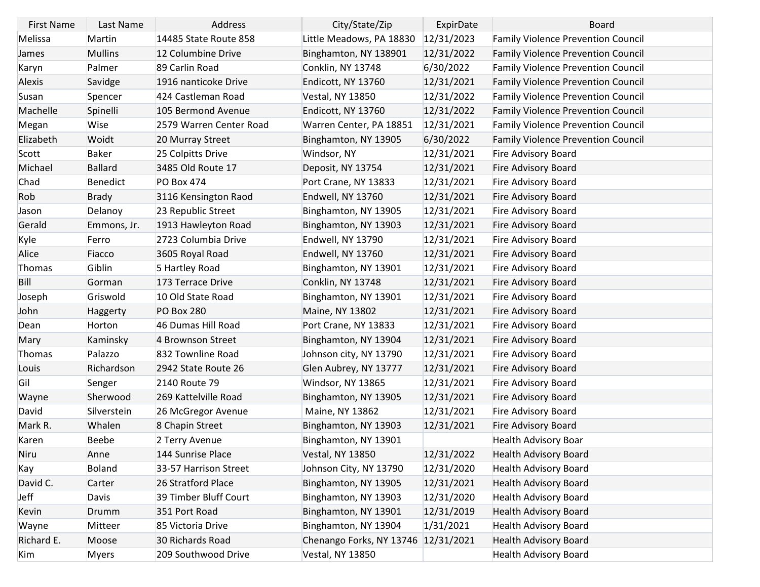| First Name | Last Name | Address | City/State/Zip | ExpirDate | Board |
|---|---|---|---|---|---|
| Melissa | Martin | 14485 State Route 858 | Little Meadows, PA 18830 | 12/31/2023 | Family Violence Prevention Council |
| James | Mullins | 12 Columbine Drive | Binghamton, NY 138901 | 12/31/2022 | Family Violence Prevention Council |
| Karyn | Palmer | 89 Carlin Road | Conklin, NY 13748 | 6/30/2022 | Family Violence Prevention Council |
| Alexis | Savidge | 1916 nanticoke Drive | Endicott, NY 13760 | 12/31/2021 | Family Violence Prevention Council |
| Susan | Spencer | 424 Castleman Road | Vestal, NY 13850 | 12/31/2022 | Family Violence Prevention Council |
| Machelle | Spinelli | 105 Bermond Avenue | Endicott, NY 13760 | 12/31/2022 | Family Violence Prevention Council |
| Megan | Wise | 2579 Warren Center Road | Warren Center, PA 18851 | 12/31/2021 | Family Violence Prevention Council |
| Elizabeth | Woidt | 20 Murray Street | Binghamton, NY 13905 | 6/30/2022 | Family Violence Prevention Council |
| Scott | Baker | 25 Colpitts Drive | Windsor, NY | 12/31/2021 | Fire Advisory Board |
| Michael | Ballard | 3485 Old Route 17 | Deposit, NY 13754 | 12/31/2021 | Fire Advisory Board |
| Chad | Benedict | PO Box 474 | Port Crane, NY 13833 | 12/31/2021 | Fire Advisory Board |
| Rob | Brady | 3116 Kensington Raod | Endwell, NY 13760 | 12/31/2021 | Fire Advisory Board |
| Jason | Delanoy | 23 Republic Street | Binghamton, NY 13905 | 12/31/2021 | Fire Advisory Board |
| Gerald | Emmons, Jr. | 1913 Hawleyton Road | Binghamton, NY 13903 | 12/31/2021 | Fire Advisory Board |
| Kyle | Ferro | 2723 Columbia Drive | Endwell, NY 13790 | 12/31/2021 | Fire Advisory Board |
| Alice | Fiacco | 3605 Royal Road | Endwell, NY 13760 | 12/31/2021 | Fire Advisory Board |
| Thomas | Giblin | 5 Hartley Road | Binghamton, NY 13901 | 12/31/2021 | Fire Advisory Board |
| Bill | Gorman | 173 Terrace Drive | Conklin, NY 13748 | 12/31/2021 | Fire Advisory Board |
| Joseph | Griswold | 10 Old State Road | Binghamton, NY 13901 | 12/31/2021 | Fire Advisory Board |
| John | Haggerty | PO Box 280 | Maine, NY 13802 | 12/31/2021 | Fire Advisory Board |
| Dean | Horton | 46 Dumas Hill Road | Port Crane, NY 13833 | 12/31/2021 | Fire Advisory Board |
| Mary | Kaminsky | 4 Brownson Street | Binghamton, NY 13904 | 12/31/2021 | Fire Advisory Board |
| Thomas | Palazzo | 832 Townline Road | Johnson city, NY 13790 | 12/31/2021 | Fire Advisory Board |
| Louis | Richardson | 2942 State Route 26 | Glen Aubrey, NY 13777 | 12/31/2021 | Fire Advisory Board |
| Gil | Senger | 2140 Route 79 | Windsor, NY 13865 | 12/31/2021 | Fire Advisory Board |
| Wayne | Sherwood | 269 Kattelville Road | Binghamton, NY 13905 | 12/31/2021 | Fire Advisory Board |
| David | Silverstein | 26 McGregor Avenue | Maine, NY 13862 | 12/31/2021 | Fire Advisory Board |
| Mark R. | Whalen | 8 Chapin Street | Binghamton, NY 13903 | 12/31/2021 | Fire Advisory Board |
| Karen | Beebe | 2 Terry Avenue | Binghamton, NY 13901 | | Health Advisory Boar |
| Niru | Anne | 144 Sunrise Place | Vestal, NY 13850 | 12/31/2022 | Health Advisory Board |
| Kay | Boland | 33-57 Harrison Street | Johnson City, NY 13790 | 12/31/2020 | Health Advisory Board |
| David C. | Carter | 26 Stratford Place | Binghamton, NY 13905 | 12/31/2021 | Health Advisory Board |
| Jeff | Davis | 39 Timber Bluff Court | Binghamton, NY 13903 | 12/31/2020 | Health Advisory Board |
| Kevin | Drumm | 351 Port Road | Binghamton, NY 13901 | 12/31/2019 | Health Advisory Board |
| Wayne | Mitteer | 85 Victoria Drive | Binghamton, NY 13904 | 1/31/2021 | Health Advisory Board |
| Richard E. | Moose | 30 Richards Road | Chenango Forks, NY 13746 | 12/31/2021 | Health Advisory Board |
| Kim | Myers | 209 Southwood Drive | Vestal, NY 13850 | | Health Advisory Board |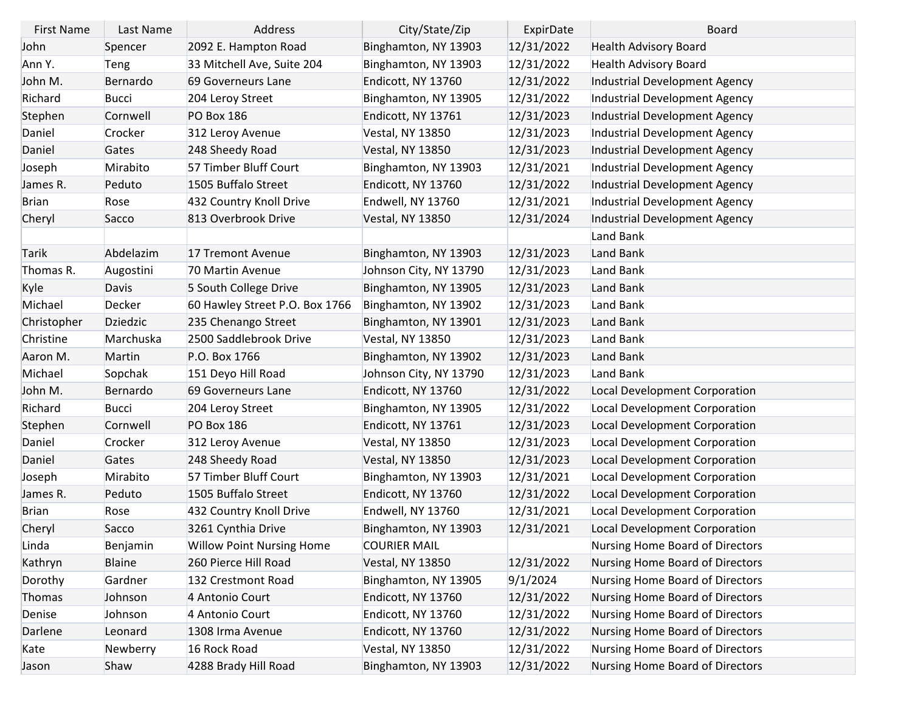| First Name | Last Name | Address | City/State/Zip | ExpirDate | Board |
|---|---|---|---|---|---|
| John | Spencer | 2092 E. Hampton Road | Binghamton, NY 13903 | 12/31/2022 | Health Advisory Board |
| Ann Y. | Teng | 33 Mitchell Ave, Suite 204 | Binghamton, NY 13903 | 12/31/2022 | Health Advisory Board |
| John M. | Bernardo | 69 Governeurs Lane | Endicott, NY 13760 | 12/31/2022 | Industrial Development Agency |
| Richard | Bucci | 204 Leroy Street | Binghamton, NY 13905 | 12/31/2022 | Industrial Development Agency |
| Stephen | Cornwell | PO Box 186 | Endicott, NY 13761 | 12/31/2023 | Industrial Development Agency |
| Daniel | Crocker | 312 Leroy Avenue | Vestal, NY 13850 | 12/31/2023 | Industrial Development Agency |
| Daniel | Gates | 248 Sheedy Road | Vestal, NY 13850 | 12/31/2023 | Industrial Development Agency |
| Joseph | Mirabito | 57 Timber Bluff Court | Binghamton, NY 13903 | 12/31/2021 | Industrial Development Agency |
| James R. | Peduto | 1505 Buffalo Street | Endicott, NY 13760 | 12/31/2022 | Industrial Development Agency |
| Brian | Rose | 432 Country Knoll Drive | Endwell, NY 13760 | 12/31/2021 | Industrial Development Agency |
| Cheryl | Sacco | 813 Overbrook Drive | Vestal, NY 13850 | 12/31/2024 | Industrial Development Agency |
| | | | | | Land Bank |
| Tarik | Abdelazim | 17 Tremont Avenue | Binghamton, NY 13903 | 12/31/2023 | Land Bank |
| Thomas R. | Augostini | 70 Martin Avenue | Johnson City, NY 13790 | 12/31/2023 | Land Bank |
| Kyle | Davis | 5 South College Drive | Binghamton, NY 13905 | 12/31/2023 | Land Bank |
| Michael | Decker | 60 Hawley Street P.O. Box 1766 | Binghamton, NY 13902 | 12/31/2023 | Land Bank |
| Christopher | Dziedzic | 235 Chenango Street | Binghamton, NY 13901 | 12/31/2023 | Land Bank |
| Christine | Marchuska | 2500 Saddlebrook Drive | Vestal, NY 13850 | 12/31/2023 | Land Bank |
| Aaron M. | Martin | P.O. Box 1766 | Binghamton, NY 13902 | 12/31/2023 | Land Bank |
| Michael | Sopchak | 151 Deyo Hill Road | Johnson City, NY 13790 | 12/31/2023 | Land Bank |
| John M. | Bernardo | 69 Governeurs Lane | Endicott, NY 13760 | 12/31/2022 | Local Development Corporation |
| Richard | Bucci | 204 Leroy Street | Binghamton, NY 13905 | 12/31/2022 | Local Development Corporation |
| Stephen | Cornwell | PO Box 186 | Endicott, NY 13761 | 12/31/2023 | Local Development Corporation |
| Daniel | Crocker | 312 Leroy Avenue | Vestal, NY 13850 | 12/31/2023 | Local Development Corporation |
| Daniel | Gates | 248 Sheedy Road | Vestal, NY 13850 | 12/31/2023 | Local Development Corporation |
| Joseph | Mirabito | 57 Timber Bluff Court | Binghamton, NY 13903 | 12/31/2021 | Local Development Corporation |
| James R. | Peduto | 1505 Buffalo Street | Endicott, NY 13760 | 12/31/2022 | Local Development Corporation |
| Brian | Rose | 432 Country Knoll Drive | Endwell, NY 13760 | 12/31/2021 | Local Development Corporation |
| Cheryl | Sacco | 3261 Cynthia Drive | Binghamton, NY 13903 | 12/31/2021 | Local Development Corporation |
| Linda | Benjamin | Willow Point Nursing Home | COURIER MAIL | | Nursing Home Board of Directors |
| Kathryn | Blaine | 260 Pierce Hill Road | Vestal, NY 13850 | 12/31/2022 | Nursing Home Board of Directors |
| Dorothy | Gardner | 132 Crestmont Road | Binghamton, NY 13905 | 9/1/2024 | Nursing Home Board of Directors |
| Thomas | Johnson | 4 Antonio Court | Endicott, NY 13760 | 12/31/2022 | Nursing Home Board of Directors |
| Denise | Johnson | 4 Antonio Court | Endicott, NY 13760 | 12/31/2022 | Nursing Home Board of Directors |
| Darlene | Leonard | 1308 Irma Avenue | Endicott, NY 13760 | 12/31/2022 | Nursing Home Board of Directors |
| Kate | Newberry | 16 Rock Road | Vestal, NY 13850 | 12/31/2022 | Nursing Home Board of Directors |
| Jason | Shaw | 4288 Brady Hill Road | Binghamton, NY 13903 | 12/31/2022 | Nursing Home Board of Directors |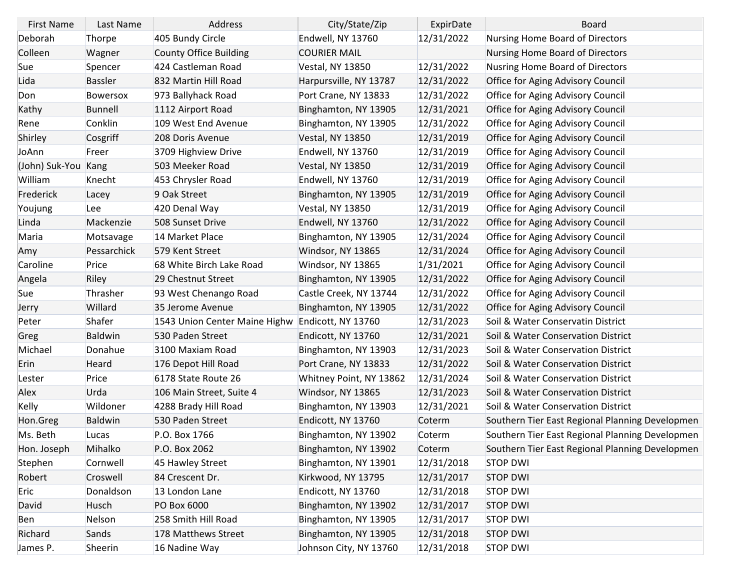| First Name | Last Name | Address | City/State/Zip | ExpirDate | Board |
|---|---|---|---|---|---|
| Deborah | Thorpe | 405 Bundy Circle | Endwell, NY 13760 | 12/31/2022 | Nursing Home Board of Directors |
| Colleen | Wagner | County Office Building | COURIER MAIL | | Nursing Home Board of Directors |
| Sue | Spencer | 424 Castleman Road | Vestal, NY 13850 | 12/31/2022 | Nusring Home Board of Directors |
| Lida | Bassler | 832 Martin Hill Road | Harpursville, NY 13787 | 12/31/2022 | Office for Aging Advisory Council |
| Don | Bowersox | 973 Ballyhack Road | Port Crane, NY 13833 | 12/31/2022 | Office for Aging Advisory Council |
| Kathy | Bunnell | 1112 Airport Road | Binghamton, NY 13905 | 12/31/2021 | Office for Aging Advisory Council |
| Rene | Conklin | 109 West End Avenue | Binghamton, NY 13905 | 12/31/2022 | Office for Aging Advisory Council |
| Shirley | Cosgriff | 208 Doris Avenue | Vestal, NY 13850 | 12/31/2019 | Office for Aging Advisory Council |
| JoAnn | Freer | 3709 Highview Drive | Endwell, NY 13760 | 12/31/2019 | Office for Aging Advisory Council |
| (John) Suk-You | Kang | 503 Meeker Road | Vestal, NY 13850 | 12/31/2019 | Office for Aging Advisory Council |
| William | Knecht | 453 Chrysler Road | Endwell, NY 13760 | 12/31/2019 | Office for Aging Advisory Council |
| Frederick | Lacey | 9 Oak Street | Binghamton, NY 13905 | 12/31/2019 | Office for Aging Advisory Council |
| Youjung | Lee | 420 Denal Way | Vestal, NY 13850 | 12/31/2019 | Office for Aging Advisory Council |
| Linda | Mackenzie | 508 Sunset Drive | Endwell, NY 13760 | 12/31/2022 | Office for Aging Advisory Council |
| Maria | Motsavage | 14 Market Place | Binghamton, NY 13905 | 12/31/2024 | Office for Aging Advisory Council |
| Amy | Pessarchick | 579 Kent Street | Windsor, NY 13865 | 12/31/2024 | Office for Aging Advisory Council |
| Caroline | Price | 68 White Birch Lake Road | Windsor, NY 13865 | 1/31/2021 | Office for Aging Advisory Council |
| Angela | Riley | 29 Chestnut Street | Binghamton, NY 13905 | 12/31/2022 | Office for Aging Advisory Council |
| Sue | Thrasher | 93 West Chenango Road | Castle Creek, NY 13744 | 12/31/2022 | Office for Aging Advisory Council |
| Jerry | Willard | 35 Jerome Avenue | Binghamton, NY 13905 | 12/31/2022 | Office for Aging Advisory Council |
| Peter | Shafer | 1543 Union Center Maine Highw | Endicott, NY 13760 | 12/31/2023 | Soil & Water Conservatin District |
| Greg | Baldwin | 530 Paden Street | Endicott, NY 13760 | 12/31/2021 | Soil & Water Conservation District |
| Michael | Donahue | 3100 Maxiam Road | Binghamton, NY 13903 | 12/31/2023 | Soil & Water Conservation District |
| Erin | Heard | 176 Depot Hill Road | Port Crane, NY 13833 | 12/31/2022 | Soil & Water Conservation District |
| Lester | Price | 6178 State Route 26 | Whitney Point, NY 13862 | 12/31/2024 | Soil & Water Conservation District |
| Alex | Urda | 106 Main Street, Suite 4 | Windsor, NY 13865 | 12/31/2023 | Soil & Water Conservation District |
| Kelly | Wildoner | 4288 Brady Hill Road | Binghamton, NY 13903 | 12/31/2021 | Soil & Water Conservation District |
| Hon.Greg | Baldwin | 530 Paden Street | Endicott, NY 13760 | Coterm | Southern Tier East Regional Planning Developmen |
| Ms. Beth | Lucas | P.O. Box 1766 | Binghamton, NY 13902 | Coterm | Southern Tier East Regional Planning Developmen |
| Hon. Joseph | Mihalko | P.O. Box 2062 | Binghamton, NY 13902 | Coterm | Southern Tier East Regional Planning Developmen |
| Stephen | Cornwell | 45 Hawley Street | Binghamton, NY 13901 | 12/31/2018 | STOP DWI |
| Robert | Croswell | 84 Crescent Dr. | Kirkwood, NY 13795 | 12/31/2017 | STOP DWI |
| Eric | Donaldson | 13 London Lane | Endicott, NY 13760 | 12/31/2018 | STOP DWI |
| David | Husch | PO Box 6000 | Binghamton, NY 13902 | 12/31/2017 | STOP DWI |
| Ben | Nelson | 258 Smith Hill Road | Binghamton, NY 13905 | 12/31/2017 | STOP DWI |
| Richard | Sands | 178 Matthews Street | Binghamton, NY 13905 | 12/31/2018 | STOP DWI |
| James P. | Sheerin | 16 Nadine Way | Johnson City, NY 13760 | 12/31/2018 | STOP DWI |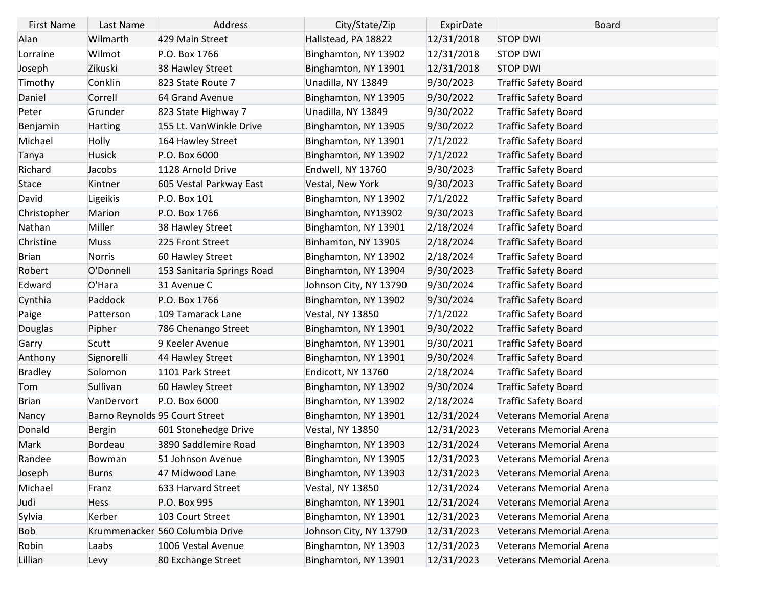| First Name | Last Name | Address | City/State/Zip | ExpirDate | Board |
|---|---|---|---|---|---|
| Alan | Wilmarth | 429 Main Street | Hallstead, PA 18822 | 12/31/2018 | STOP DWI |
| Lorraine | Wilmot | P.O. Box 1766 | Binghamton, NY 13902 | 12/31/2018 | STOP DWI |
| Joseph | Zikuski | 38 Hawley Street | Binghamton, NY 13901 | 12/31/2018 | STOP DWI |
| Timothy | Conklin | 823 State Route 7 | Unadilla, NY 13849 | 9/30/2023 | Traffic Safety Board |
| Daniel | Correll | 64 Grand Avenue | Binghamton, NY 13905 | 9/30/2022 | Traffic Safety Board |
| Peter | Grunder | 823 State Highway 7 | Unadilla, NY 13849 | 9/30/2022 | Traffic Safety Board |
| Benjamin | Harting | 155 Lt. VanWinkle Drive | Binghamton, NY 13905 | 9/30/2022 | Traffic Safety Board |
| Michael | Holly | 164 Hawley Street | Binghamton, NY 13901 | 7/1/2022 | Traffic Safety Board |
| Tanya | Husick | P.O. Box 6000 | Binghamton, NY 13902 | 7/1/2022 | Traffic Safety Board |
| Richard | Jacobs | 1128 Arnold Drive | Endwell, NY 13760 | 9/30/2023 | Traffic Safety Board |
| Stace | Kintner | 605 Vestal Parkway East | Vestal, New York | 9/30/2023 | Traffic Safety Board |
| David | Ligeikis | P.O. Box 101 | Binghamton, NY 13902 | 7/1/2022 | Traffic Safety Board |
| Christopher | Marion | P.O. Box 1766 | Binghamton, NY13902 | 9/30/2023 | Traffic Safety Board |
| Nathan | Miller | 38 Hawley Street | Binghamton, NY 13901 | 2/18/2024 | Traffic Safety Board |
| Christine | Muss | 225 Front Street | Binhamton, NY 13905 | 2/18/2024 | Traffic Safety Board |
| Brian | Norris | 60 Hawley Street | Binghamton, NY 13902 | 2/18/2024 | Traffic Safety Board |
| Robert | O'Donnell | 153 Sanitaria Springs Road | Binghamton, NY 13904 | 9/30/2023 | Traffic Safety Board |
| Edward | O'Hara | 31 Avenue C | Johnson City, NY 13790 | 9/30/2024 | Traffic Safety Board |
| Cynthia | Paddock | P.O. Box 1766 | Binghamton, NY 13902 | 9/30/2024 | Traffic Safety Board |
| Paige | Patterson | 109 Tamarack Lane | Vestal, NY 13850 | 7/1/2022 | Traffic Safety Board |
| Douglas | Pipher | 786 Chenango Street | Binghamton, NY 13901 | 9/30/2022 | Traffic Safety Board |
| Garry | Scutt | 9 Keeler Avenue | Binghamton, NY 13901 | 9/30/2021 | Traffic Safety Board |
| Anthony | Signorelli | 44 Hawley Street | Binghamton, NY 13901 | 9/30/2024 | Traffic Safety Board |
| Bradley | Solomon | 1101 Park Street | Endicott, NY 13760 | 2/18/2024 | Traffic Safety Board |
| Tom | Sullivan | 60 Hawley Street | Binghamton, NY 13902 | 9/30/2024 | Traffic Safety Board |
| Brian | VanDervort | P.O. Box 6000 | Binghamton, NY 13902 | 2/18/2024 | Traffic Safety Board |
| Nancy | Barno Reynolds | 95 Court Street | Binghamton, NY 13901 | 12/31/2024 | Veterans Memorial Arena |
| Donald | Bergin | 601 Stonehedge Drive | Vestal, NY 13850 | 12/31/2023 | Veterans Memorial Arena |
| Mark | Bordeau | 3890 Saddlemire Road | Binghamton, NY 13903 | 12/31/2024 | Veterans Memorial Arena |
| Randee | Bowman | 51 Johnson Avenue | Binghamton, NY 13905 | 12/31/2023 | Veterans Memorial Arena |
| Joseph | Burns | 47 Midwood Lane | Binghamton, NY 13903 | 12/31/2023 | Veterans Memorial Arena |
| Michael | Franz | 633 Harvard Street | Vestal, NY 13850 | 12/31/2024 | Veterans Memorial Arena |
| Judi | Hess | P.O. Box 995 | Binghamton, NY 13901 | 12/31/2024 | Veterans Memorial Arena |
| Sylvia | Kerber | 103 Court Street | Binghamton, NY 13901 | 12/31/2023 | Veterans Memorial Arena |
| Bob | Krummenacker | 560 Columbia Drive | Johnson City, NY 13790 | 12/31/2023 | Veterans Memorial Arena |
| Robin | Laabs | 1006 Vestal Avenue | Binghamton, NY 13903 | 12/31/2023 | Veterans Memorial Arena |
| Lillian | Levy | 80 Exchange Street | Binghamton, NY 13901 | 12/31/2023 | Veterans Memorial Arena |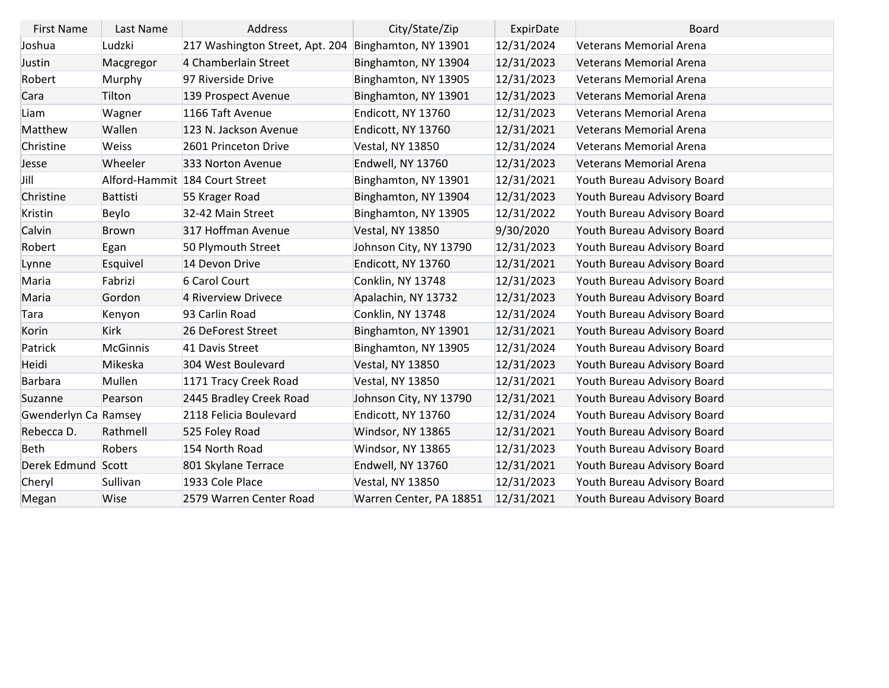| First Name | Last Name | Address | City/State/Zip | ExpirDate | Board |
|---|---|---|---|---|---|
| Joshua | Ludzki | 217 Washington Street, Apt. 204 | Binghamton, NY 13901 | 12/31/2024 | Veterans Memorial Arena |
| Justin | Macgregor | 4 Chamberlain Street | Binghamton, NY 13904 | 12/31/2023 | Veterans Memorial Arena |
| Robert | Murphy | 97 Riverside Drive | Binghamton, NY 13905 | 12/31/2023 | Veterans Memorial Arena |
| Cara | Tilton | 139 Prospect Avenue | Binghamton, NY 13901 | 12/31/2023 | Veterans Memorial Arena |
| Liam | Wagner | 1166 Taft Avenue | Endicott, NY 13760 | 12/31/2023 | Veterans Memorial Arena |
| Matthew | Wallen | 123 N. Jackson Avenue | Endicott, NY 13760 | 12/31/2021 | Veterans Memorial Arena |
| Christine | Weiss | 2601 Princeton Drive | Vestal, NY 13850 | 12/31/2024 | Veterans Memorial Arena |
| Jesse | Wheeler | 333 Norton Avenue | Endwell, NY 13760 | 12/31/2023 | Veterans Memorial Arena |
| Jill | Alford-Hammit | 184 Court Street | Binghamton, NY 13901 | 12/31/2021 | Youth Bureau Advisory Board |
| Christine | Battisti | 55 Krager Road | Binghamton, NY 13904 | 12/31/2023 | Youth Bureau Advisory Board |
| Kristin | Beylo | 32-42 Main Street | Binghamton, NY 13905 | 12/31/2022 | Youth Bureau Advisory Board |
| Calvin | Brown | 317 Hoffman Avenue | Vestal, NY 13850 | 9/30/2020 | Youth Bureau Advisory Board |
| Robert | Egan | 50 Plymouth Street | Johnson City, NY 13790 | 12/31/2023 | Youth Bureau Advisory Board |
| Lynne | Esquivel | 14 Devon Drive | Endicott, NY 13760 | 12/31/2021 | Youth Bureau Advisory Board |
| Maria | Fabrizi | 6 Carol Court | Conklin, NY 13748 | 12/31/2023 | Youth Bureau Advisory Board |
| Maria | Gordon | 4 Riverview Drivece | Apalachin, NY 13732 | 12/31/2023 | Youth Bureau Advisory Board |
| Tara | Kenyon | 93 Carlin Road | Conklin, NY 13748 | 12/31/2024 | Youth Bureau Advisory Board |
| Korin | Kirk | 26 DeForest Street | Binghamton, NY 13901 | 12/31/2021 | Youth Bureau Advisory Board |
| Patrick | McGinnis | 41 Davis Street | Binghamton, NY 13905 | 12/31/2024 | Youth Bureau Advisory Board |
| Heidi | Mikeska | 304 West Boulevard | Vestal, NY 13850 | 12/31/2023 | Youth Bureau Advisory Board |
| Barbara | Mullen | 1171 Tracy Creek Road | Vestal, NY 13850 | 12/31/2021 | Youth Bureau Advisory Board |
| Suzanne | Pearson | 2445 Bradley Creek Road | Johnson City, NY 13790 | 12/31/2021 | Youth Bureau Advisory Board |
| Gwenderlyn Ca | Ramsey | 2118 Felicia Boulevard | Endicott, NY 13760 | 12/31/2024 | Youth Bureau Advisory Board |
| Rebecca D. | Rathmell | 525 Foley Road | Windsor, NY 13865 | 12/31/2021 | Youth Bureau Advisory Board |
| Beth | Robers | 154 North Road | Windsor, NY 13865 | 12/31/2023 | Youth Bureau Advisory Board |
| Derek Edmund | Scott | 801 Skylane Terrace | Endwell, NY 13760 | 12/31/2021 | Youth Bureau Advisory Board |
| Cheryl | Sullivan | 1933 Cole Place | Vestal, NY 13850 | 12/31/2023 | Youth Bureau Advisory Board |
| Megan | Wise | 2579 Warren Center Road | Warren Center, PA 18851 | 12/31/2021 | Youth Bureau Advisory Board |